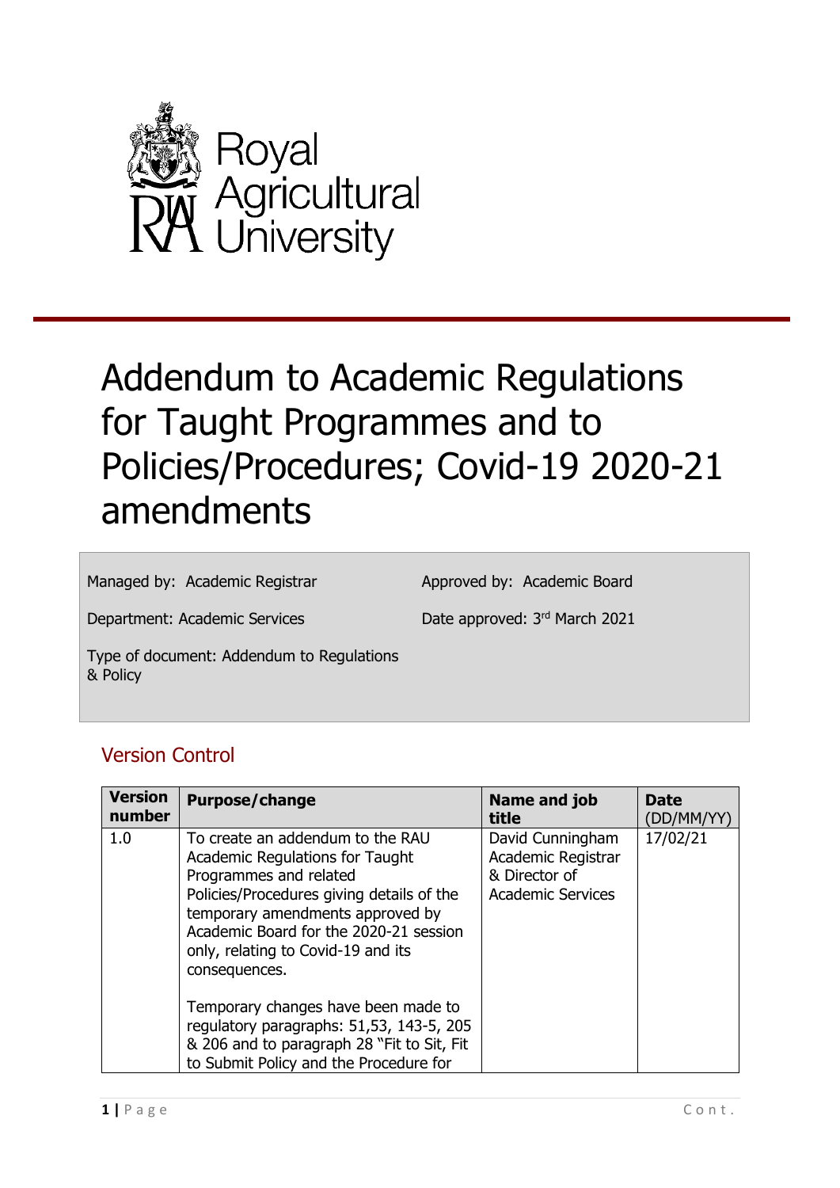Royal Agricultural University

# Addendum to Academic Regulations for Taught Programmes and to Policies/Procedures; Covid-19 2020-21 amendments

Managed by: Academic Registrar

Approved by: Academic Board

Department: Academic Services

Date approved: 3rd March 2021

Type of document: Addendum to Regulations & Policy

## Version Control

| Version number | Purpose/change | Name and job title | Date (DD/MM/YY) |
|---|---|---|---|
| 1.0 | To create an addendum to the RAU Academic Regulations for Taught Programmes and related Policies/Procedures giving details of the temporary amendments approved by Academic Board for the 2020-21 session only, relating to Covid-19 and its consequences.<br><br>Temporary changes have been made to regulatory paragraphs: 51,53, 143-5, 205 & 206 and to paragraph 28 "Fit to Sit, Fit to Submit Policy and the Procedure for | David Cunningham Academic Registrar & Director of Academic Services | 17/02/21 |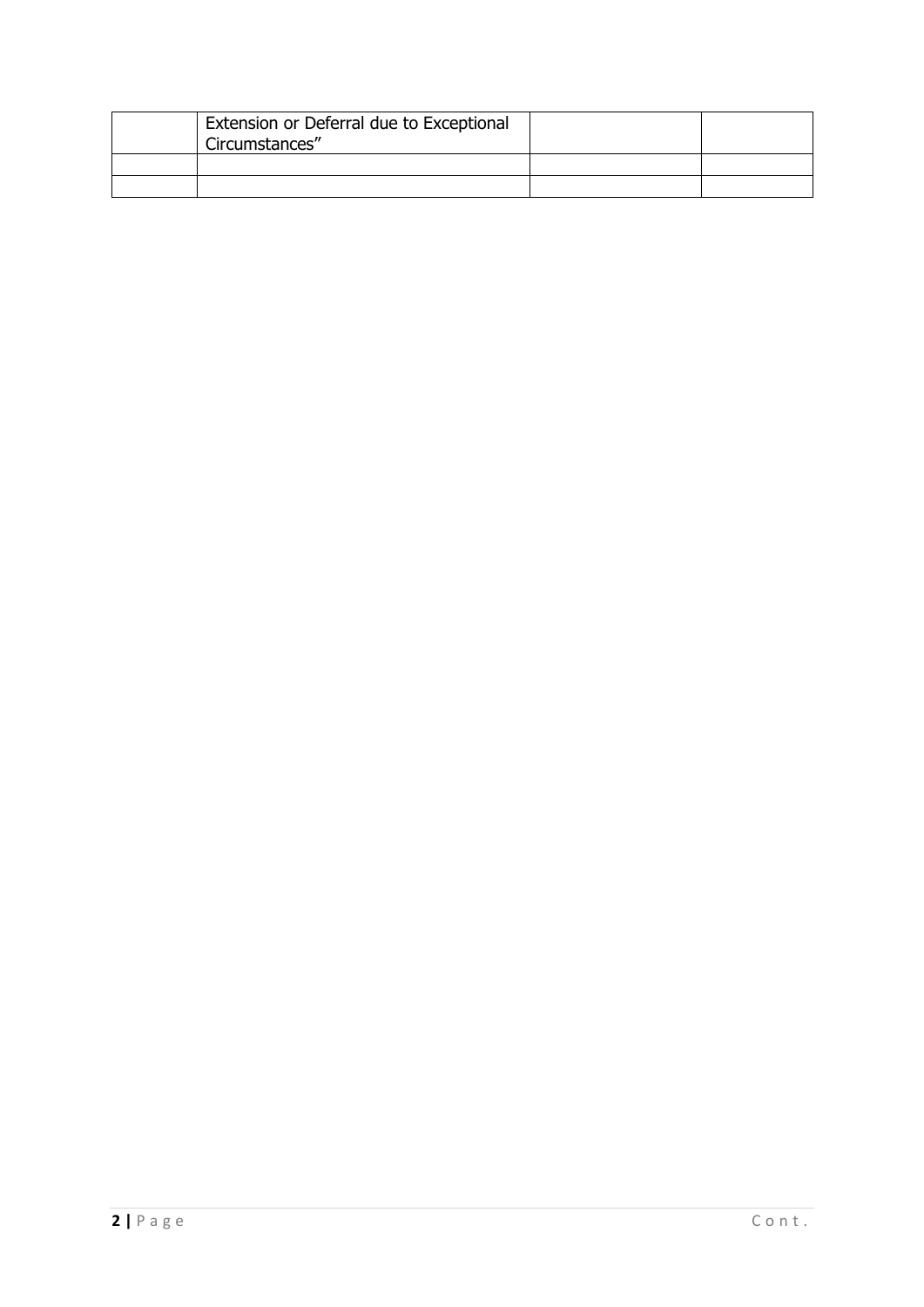| | | | |
|---|---|---|---|
| | Extension or Deferral due to Exceptional Circumstances” | | |
| | | | |
| | | | |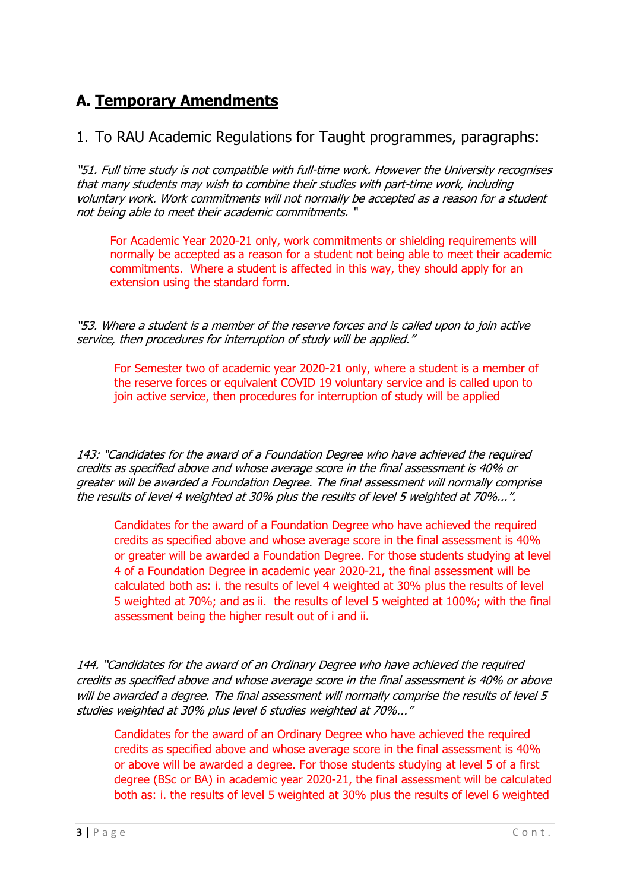## A. <u>Temporary Amendments</u>

### 1. To RAU Academic Regulations for Taught programmes, paragraphs:

*"51. Full time study is not compatible with full-time work. However the University recognises that many students may wish to combine their studies with part-time work, including voluntary work. Work commitments will not normally be accepted as a reason for a student not being able to meet their academic commitments. "*

> For Academic Year 2020-21 only, work commitments or shielding requirements will normally be accepted as a reason for a student not being able to meet their academic commitments. Where a student is affected in this way, they should apply for an extension using the standard form.

*"53. Where a student is a member of the reserve forces and is called upon to join active service, then procedures for interruption of study will be applied."*

> For Semester two of academic year 2020-21 only, where a student is a member of the reserve forces or equivalent COVID 19 voluntary service and is called upon to join active service, then procedures for interruption of study will be applied

*143: "Candidates for the award of a Foundation Degree who have achieved the required credits as specified above and whose average score in the final assessment is 40% or greater will be awarded a Foundation Degree. The final assessment will normally comprise the results of level 4 weighted at 30% plus the results of level 5 weighted at 70%...".*

> Candidates for the award of a Foundation Degree who have achieved the required credits as specified above and whose average score in the final assessment is 40% or greater will be awarded a Foundation Degree. For those students studying at level 4 of a Foundation Degree in academic year 2020-21, the final assessment will be calculated both as: i. the results of level 4 weighted at 30% plus the results of level 5 weighted at 70%; and as ii. the results of level 5 weighted at 100%; with the final assessment being the higher result out of i and ii.

*144. "Candidates for the award of an Ordinary Degree who have achieved the required credits as specified above and whose average score in the final assessment is 40% or above will be awarded a degree. The final assessment will normally comprise the results of level 5 studies weighted at 30% plus level 6 studies weighted at 70%..."*

> Candidates for the award of an Ordinary Degree who have achieved the required credits as specified above and whose average score in the final assessment is 40% or above will be awarded a degree. For those students studying at level 5 of a first degree (BSc or BA) in academic year 2020-21, the final assessment will be calculated both as: i. the results of level 5 weighted at 30% plus the results of level 6 weighted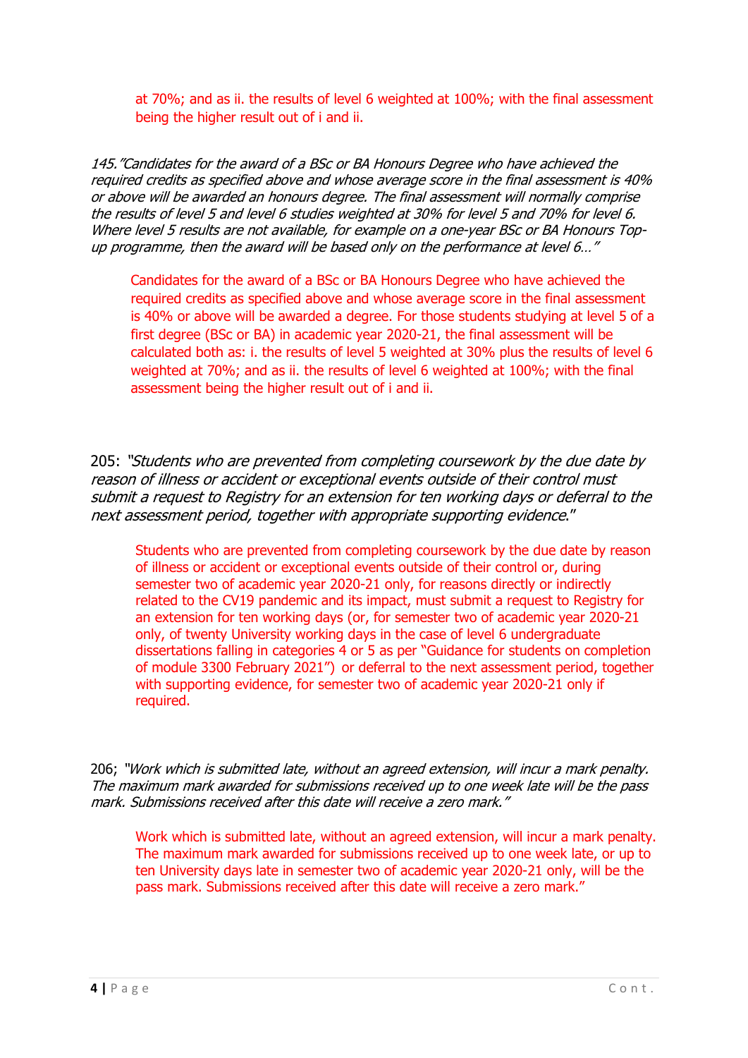at 70%; and as ii. the results of level 6 weighted at 100%; with the final assessment being the higher result out of i and ii.

*145."Candidates for the award of a BSc or BA Honours Degree who have achieved the required credits as specified above and whose average score in the final assessment is 40% or above will be awarded an honours degree. The final assessment will normally comprise the results of level 5 and level 6 studies weighted at 30% for level 5 and 70% for level 6. Where level 5 results are not available, for example on a one-year BSc or BA Honours Top-up programme, then the award will be based only on the performance at level 6…"*

Candidates for the award of a BSc or BA Honours Degree who have achieved the required credits as specified above and whose average score in the final assessment is 40% or above will be awarded a degree. For those students studying at level 5 of a first degree (BSc or BA) in academic year 2020-21, the final assessment will be calculated both as: i. the results of level 5 weighted at 30% plus the results of level 6 weighted at 70%; and as ii. the results of level 6 weighted at 100%; with the final assessment being the higher result out of i and ii.

205: *"Students who are prevented from completing coursework by the due date by reason of illness or accident or exceptional events outside of their control must submit a request to Registry for an extension for ten working days or deferral to the next assessment period, together with appropriate supporting evidence."*

Students who are prevented from completing coursework by the due date by reason of illness or accident or exceptional events outside of their control or, during semester two of academic year 2020-21 only, for reasons directly or indirectly related to the CV19 pandemic and its impact, must submit a request to Registry for an extension for ten working days (or, for semester two of academic year 2020-21 only, of twenty University working days in the case of level 6 undergraduate dissertations falling in categories 4 or 5 as per "Guidance for students on completion of module 3300 February 2021") or deferral to the next assessment period, together with supporting evidence, for semester two of academic year 2020-21 only if required.

206; *"Work which is submitted late, without an agreed extension, will incur a mark penalty. The maximum mark awarded for submissions received up to one week late will be the pass mark. Submissions received after this date will receive a zero mark."*

Work which is submitted late, without an agreed extension, will incur a mark penalty. The maximum mark awarded for submissions received up to one week late, or up to ten University days late in semester two of academic year 2020-21 only, will be the pass mark. Submissions received after this date will receive a zero mark."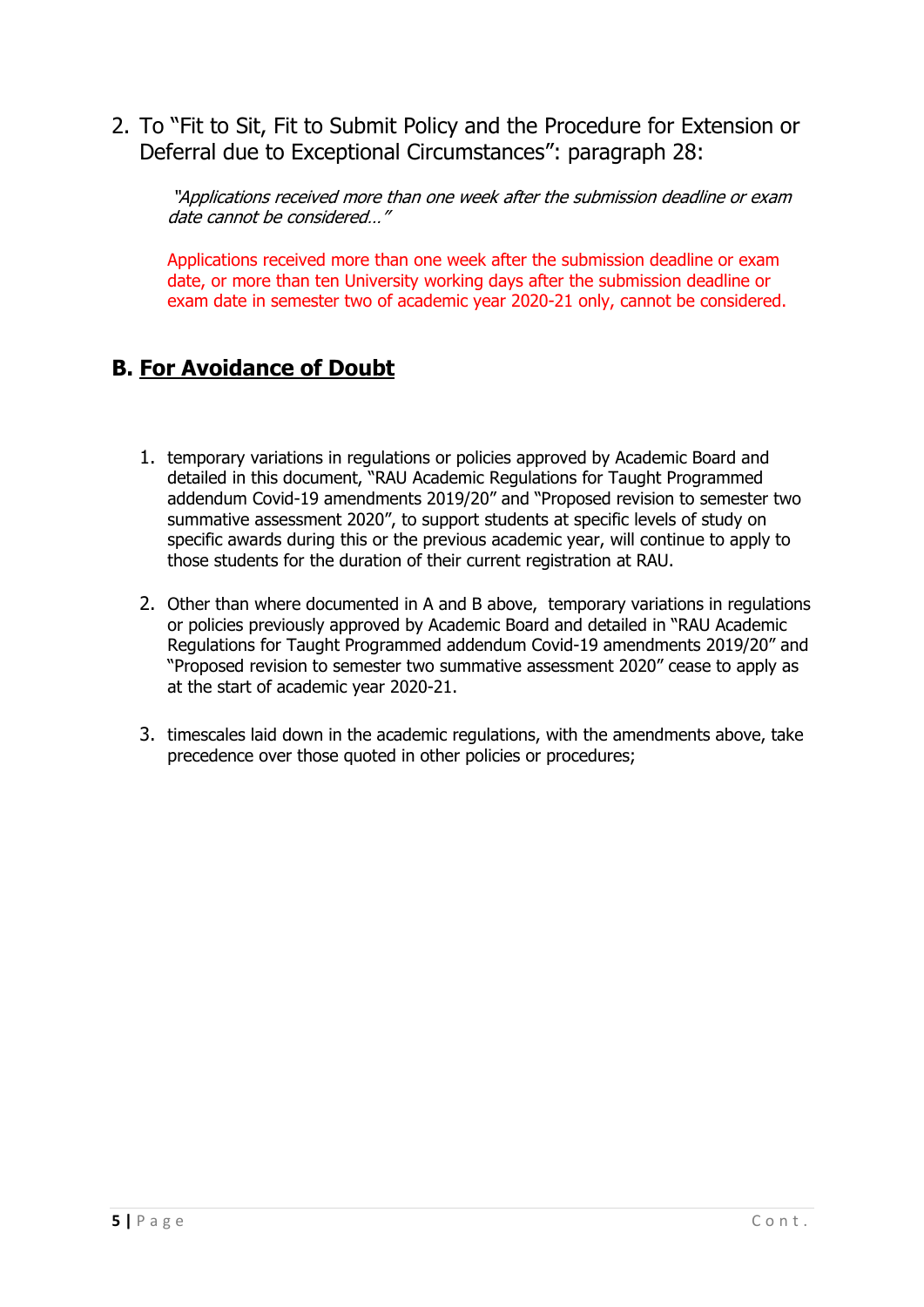2. To "Fit to Sit, Fit to Submit Policy and the Procedure for Extension or Deferral due to Exceptional Circumstances": paragraph 28:

   *"Applications received more than one week after the submission deadline or exam date cannot be considered…"*

   Applications received more than one week after the submission deadline or exam date, or more than ten University working days after the submission deadline or exam date in semester two of academic year 2020-21 only, cannot be considered.

## B. For Avoidance of Doubt

1. temporary variations in regulations or policies approved by Academic Board and detailed in this document, "RAU Academic Regulations for Taught Programmed addendum Covid-19 amendments 2019/20" and "Proposed revision to semester two summative assessment 2020", to support students at specific levels of study on specific awards during this or the previous academic year, will continue to apply to those students for the duration of their current registration at RAU.

2. Other than where documented in A and B above, temporary variations in regulations or policies previously approved by Academic Board and detailed in "RAU Academic Regulations for Taught Programmed addendum Covid-19 amendments 2019/20" and "Proposed revision to semester two summative assessment 2020" cease to apply as at the start of academic year 2020-21.

3. timescales laid down in the academic regulations, with the amendments above, take precedence over those quoted in other policies or procedures;